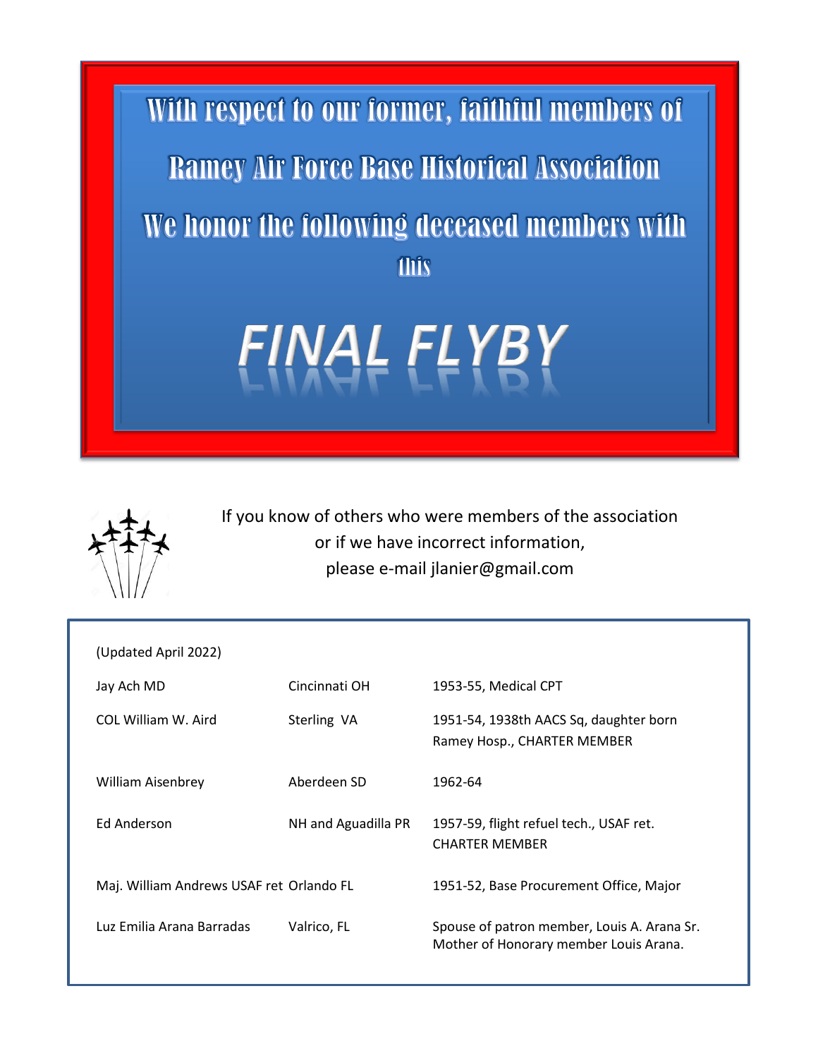# With respect to our former, faithful members of

# Ramey Air Force Base Historical Association

# We honor the following deceased members with this

# *FINAL FLYBY*

If you know of others who were members of the association
or if we have incorrect information,
please e-mail jlanier@gmail.com

(Updated April 2022)

| Name | Location | Details |
|---|---|---|
| Jay Ach MD | Cincinnati OH | 1953-55, Medical CPT |
| COL William W. Aird | Sterling VA | 1951-54, 1938th AACS Sq, daughter born Ramey Hosp., CHARTER MEMBER |
| William Aisenbrey | Aberdeen SD | 1962-64 |
| Ed Anderson | NH and Aguadilla PR | 1957-59, flight refuel tech., USAF ret. CHARTER MEMBER |
| Maj. William Andrews USAF ret | Orlando FL | 1951-52, Base Procurement Office, Major |
| Luz Emilia Arana Barradas | Valrico, FL | Spouse of patron member, Louis A. Arana Sr. Mother of Honorary member Louis Arana. |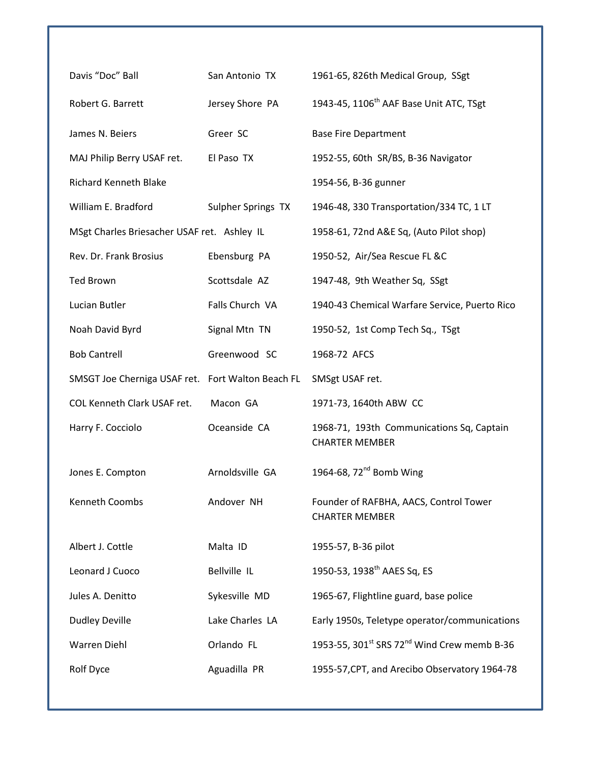| | | |
|---|---|---|
| Davis "Doc" Ball | San Antonio TX | 1961-65, 826th Medical Group, SSgt |
| Robert G. Barrett | Jersey Shore PA | 1943-45, 1106th AAF Base Unit ATC, TSgt |
| James N. Beiers | Greer SC | Base Fire Department |
| MAJ Philip Berry USAF ret. | El Paso TX | 1952-55, 60th SR/BS, B-36 Navigator |
| Richard Kenneth Blake | | 1954-56, B-36 gunner |
| William E. Bradford | Sulpher Springs TX | 1946-48, 330 Transportation/334 TC, 1 LT |
| MSgt Charles Briesacher USAF ret. | Ashley IL | 1958-61, 72nd A&E Sq, (Auto Pilot shop) |
| Rev. Dr. Frank Brosius | Ebensburg PA | 1950-52, Air/Sea Rescue FL &C |
| Ted Brown | Scottsdale AZ | 1947-48, 9th Weather Sq, SSgt |
| Lucian Butler | Falls Church VA | 1940-43 Chemical Warfare Service, Puerto Rico |
| Noah David Byrd | Signal Mtn TN | 1950-52, 1st Comp Tech Sq., TSgt |
| Bob Cantrell | Greenwood SC | 1968-72 AFCS |
| SMSGT Joe Cherniga USAF ret. | Fort Walton Beach FL | SMSgt USAF ret. |
| COL Kenneth Clark USAF ret. | Macon GA | 1971-73, 1640th ABW CC |
| Harry F. Cocciolo | Oceanside CA | 1968-71, 193th Communications Sq, Captain CHARTER MEMBER |
| Jones E. Compton | Arnoldsville GA | 1964-68, 72nd Bomb Wing |
| Kenneth Coombs | Andover NH | Founder of RAFBHA, AACS, Control Tower CHARTER MEMBER |
| Albert J. Cottle | Malta ID | 1955-57, B-36 pilot |
| Leonard J Cuoco | Bellville IL | 1950-53, 1938th AAES Sq, ES |
| Jules A. Denitto | Sykesville MD | 1965-67, Flightline guard, base police |
| Dudley Deville | Lake Charles LA | Early 1950s, Teletype operator/communications |
| Warren Diehl | Orlando FL | 1953-55, 301st SRS 72nd Wind Crew memb B-36 |
| Rolf Dyce | Aguadilla PR | 1955-57,CPT, and Arecibo Observatory 1964-78 |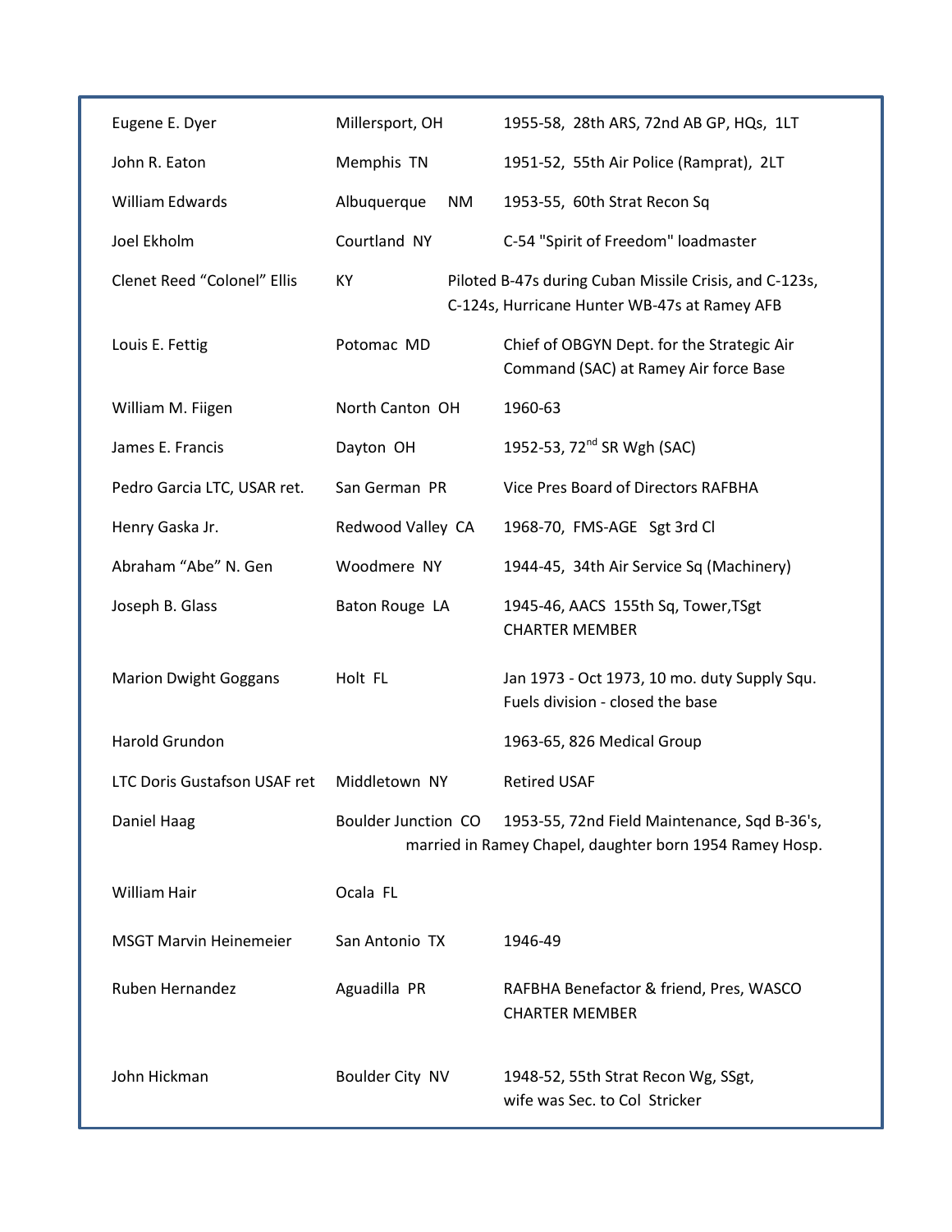| | | |
|---|---|---|
| Eugene E. Dyer | Millersport, OH | 1955-58, 28th ARS, 72nd AB GP, HQs, 1LT |
| John R. Eaton | Memphis TN | 1951-52, 55th Air Police (Ramprat), 2LT |
| William Edwards | Albuquerque NM | 1953-55, 60th Strat Recon Sq |
| Joel Ekholm | Courtland NY | C-54 "Spirit of Freedom" loadmaster |
| Clenet Reed “Colonel” Ellis | KY | Piloted B-47s during Cuban Missile Crisis, and C-123s, C-124s, Hurricane Hunter WB-47s at Ramey AFB |
| Louis E. Fettig | Potomac MD | Chief of OBGYN Dept. for the Strategic Air Command (SAC) at Ramey Air force Base |
| William M. Fiigen | North Canton OH | 1960-63 |
| James E. Francis | Dayton OH | 1952-53, 72nd SR Wgh (SAC) |
| Pedro Garcia LTC, USAR ret. | San German PR | Vice Pres Board of Directors RAFBHA |
| Henry Gaska Jr. | Redwood Valley CA | 1968-70, FMS-AGE Sgt 3rd Cl |
| Abraham “Abe” N. Gen | Woodmere NY | 1944-45, 34th Air Service Sq (Machinery) |
| Joseph B. Glass | Baton Rouge LA | 1945-46, AACS 155th Sq, Tower,TSgt CHARTER MEMBER |
| Marion Dwight Goggans | Holt FL | Jan 1973 - Oct 1973, 10 mo. duty Supply Squ. Fuels division - closed the base |
| Harold Grundon | | 1963-65, 826 Medical Group |
| LTC Doris Gustafson USAF ret | Middletown NY | Retired USAF |
| Daniel Haag | Boulder Junction CO | 1953-55, 72nd Field Maintenance, Sqd B-36's, married in Ramey Chapel, daughter born 1954 Ramey Hosp. |
| William Hair | Ocala FL | |
| MSGT Marvin Heinemeier | San Antonio TX | 1946-49 |
| Ruben Hernandez | Aguadilla PR | RAFBHA Benefactor & friend, Pres, WASCO CHARTER MEMBER |
| John Hickman | Boulder City NV | 1948-52, 55th Strat Recon Wg, SSgt, wife was Sec. to Col Stricker |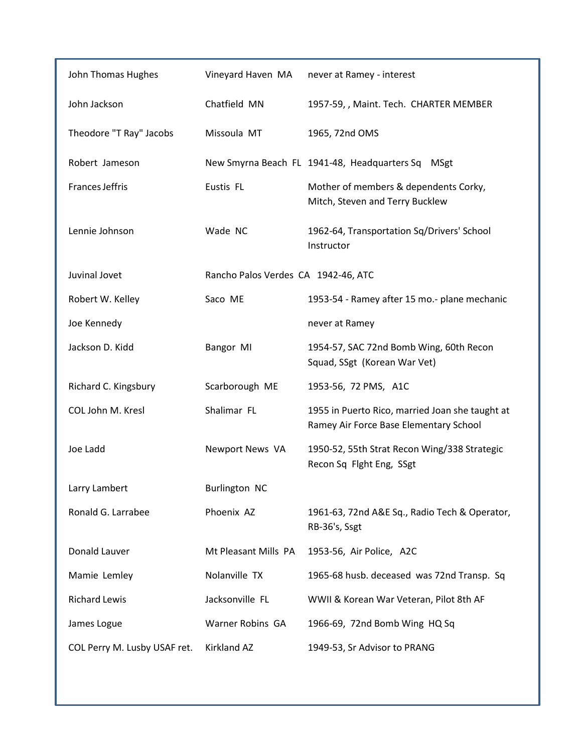| Name | Location | Details |
| --- | --- | --- |
| John Thomas Hughes | Vineyard Haven MA | never at Ramey - interest |
| John Jackson | Chatfield MN | 1957-59, , Maint. Tech. CHARTER MEMBER |
| Theodore "T Ray" Jacobs | Missoula MT | 1965, 72nd OMS |
| Robert Jameson | New Smyrna Beach FL | 1941-48, Headquarters Sq MSgt |
| Frances Jeffris | Eustis FL | Mother of members & dependents Corky, Mitch, Steven and Terry Bucklew |
| Lennie Johnson | Wade NC | 1962-64, Transportation Sq/Drivers' School Instructor |
| Juvinal Jovet | Rancho Palos Verdes CA | 1942-46, ATC |
| Robert W. Kelley | Saco ME | 1953-54 - Ramey after 15 mo.- plane mechanic |
| Joe Kennedy | | never at Ramey |
| Jackson D. Kidd | Bangor MI | 1954-57, SAC 72nd Bomb Wing, 60th Recon Squad, SSgt (Korean War Vet) |
| Richard C. Kingsbury | Scarborough ME | 1953-56, 72 PMS, A1C |
| COL John M. Kresl | Shalimar FL | 1955 in Puerto Rico, married Joan she taught at Ramey Air Force Base Elementary School |
| Joe Ladd | Newport News VA | 1950-52, 55th Strat Recon Wing/338 Strategic Recon Sq Flght Eng, SSgt |
| Larry Lambert | Burlington NC | |
| Ronald G. Larrabee | Phoenix AZ | 1961-63, 72nd A&E Sq., Radio Tech & Operator, RB-36's, Ssgt |
| Donald Lauver | Mt Pleasant Mills PA | 1953-56, Air Police, A2C |
| Mamie Lemley | Nolanville TX | 1965-68 husb. deceased was 72nd Transp. Sq |
| Richard Lewis | Jacksonville FL | WWII & Korean War Veteran, Pilot 8th AF |
| James Logue | Warner Robins GA | 1966-69, 72nd Bomb Wing HQ Sq |
| COL Perry M. Lusby USAF ret. | Kirkland AZ | 1949-53, Sr Advisor to PRANG |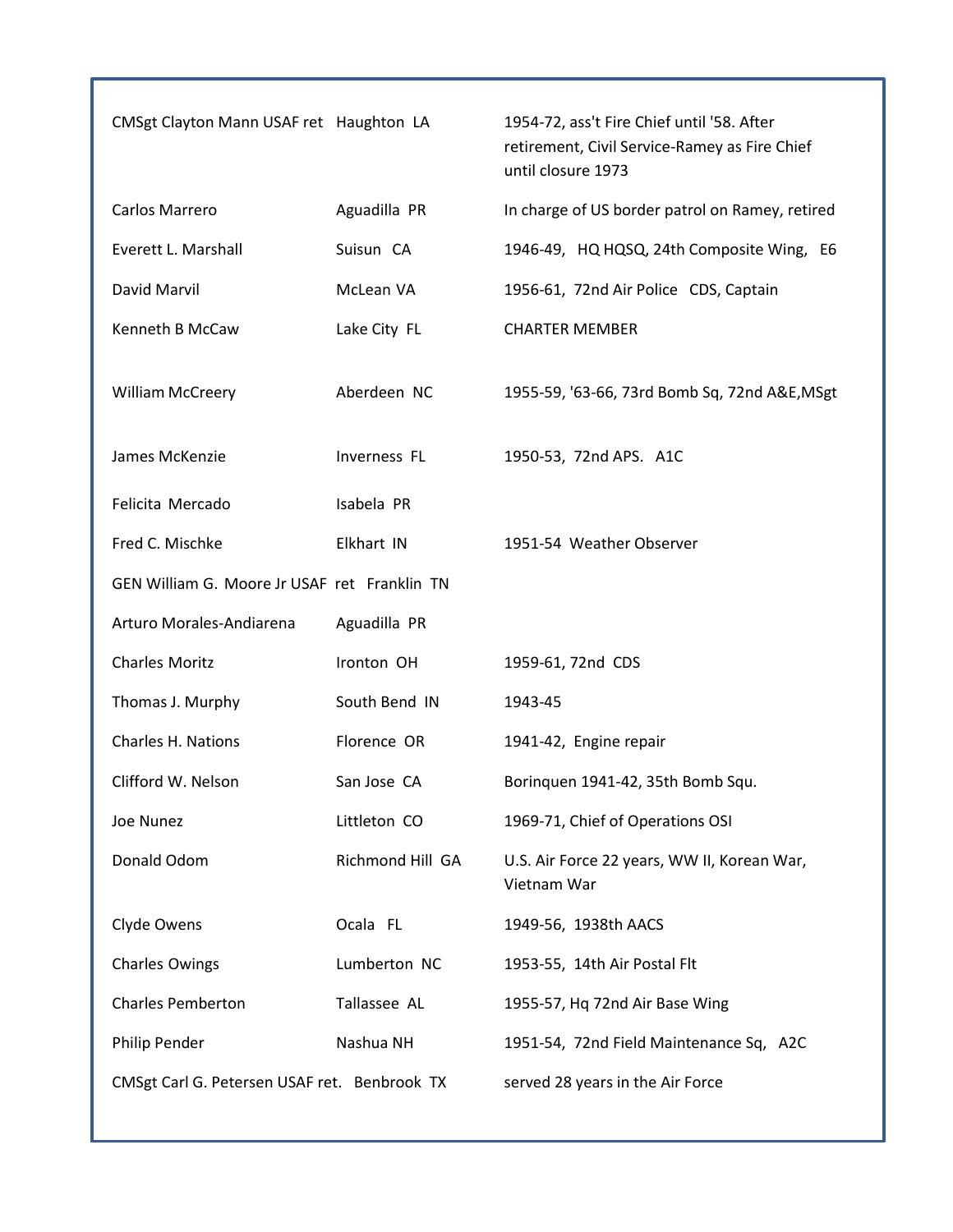| | | |
|---|---|---|
| CMSgt Clayton Mann USAF ret | Haughton LA | 1954-72, ass't Fire Chief until '58. After retirement, Civil Service-Ramey as Fire Chief until closure 1973 |
| Carlos Marrero | Aguadilla PR | In charge of US border patrol on Ramey, retired |
| Everett L. Marshall | Suisun CA | 1946-49, HQ HQSQ, 24th Composite Wing, E6 |
| David Marvil | McLean VA | 1956-61, 72nd Air Police CDS, Captain |
| Kenneth B McCaw | Lake City FL | CHARTER MEMBER |
| William McCreery | Aberdeen NC | 1955-59, '63-66, 73rd Bomb Sq, 72nd A&E,MSgt |
| James McKenzie | Inverness FL | 1950-53, 72nd APS. A1C |
| Felicita Mercado | Isabela PR | |
| Fred C. Mischke | Elkhart IN | 1951-54 Weather Observer |
| GEN William G. Moore Jr USAF ret | Franklin TN | |
| Arturo Morales-Andiarena | Aguadilla PR | |
| Charles Moritz | Ironton OH | 1959-61, 72nd CDS |
| Thomas J. Murphy | South Bend IN | 1943-45 |
| Charles H. Nations | Florence OR | 1941-42, Engine repair |
| Clifford W. Nelson | San Jose CA | Borinquen 1941-42, 35th Bomb Squ. |
| Joe Nunez | Littleton CO | 1969-71, Chief of Operations OSI |
| Donald Odom | Richmond Hill GA | U.S. Air Force 22 years, WW II, Korean War, Vietnam War |
| Clyde Owens | Ocala FL | 1949-56, 1938th AACS |
| Charles Owings | Lumberton NC | 1953-55, 14th Air Postal Flt |
| Charles Pemberton | Tallassee AL | 1955-57, Hq 72nd Air Base Wing |
| Philip Pender | Nashua NH | 1951-54, 72nd Field Maintenance Sq, A2C |
| CMSgt Carl G. Petersen USAF ret. | Benbrook TX | served 28 years in the Air Force |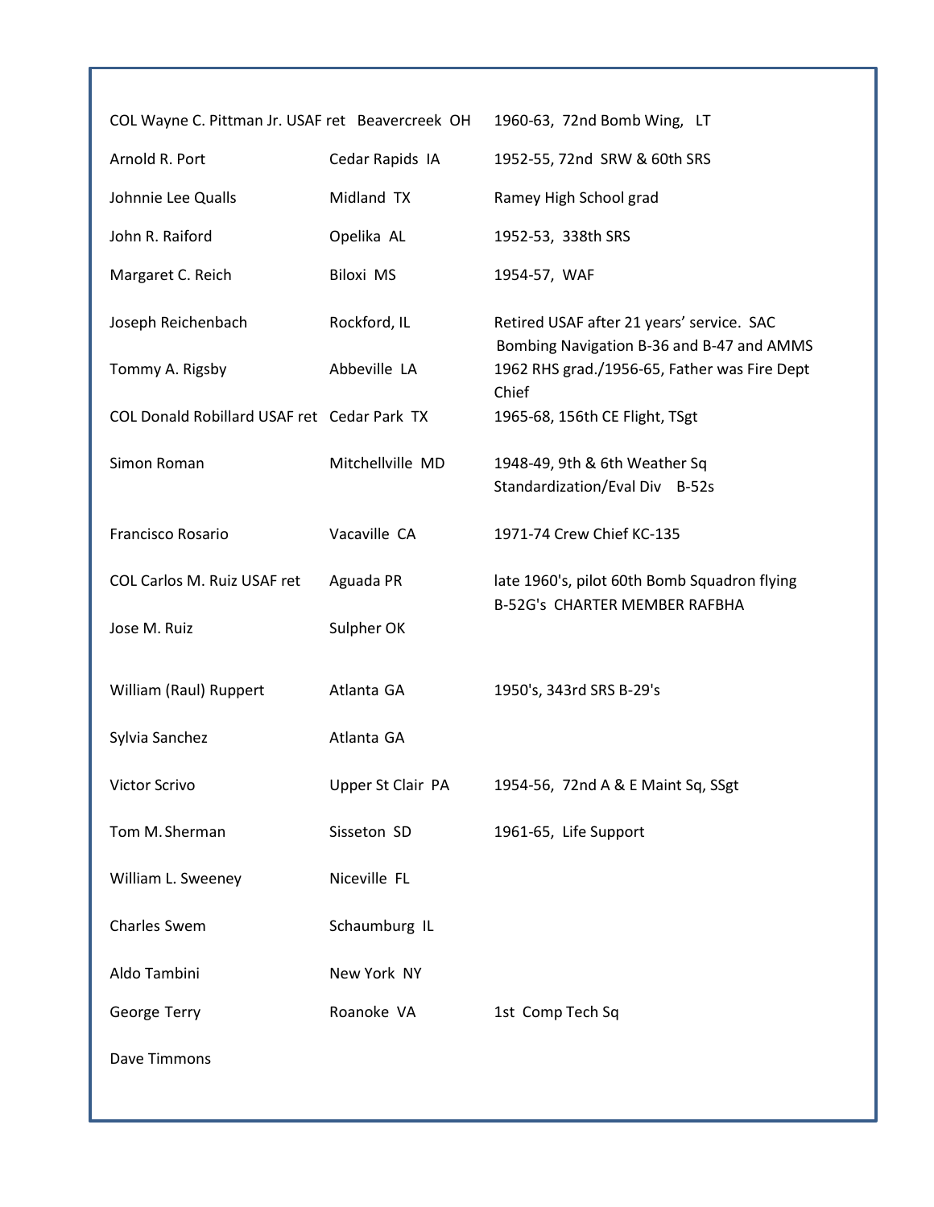| | | |
|---|---|---|
| COL Wayne C. Pittman Jr. USAF ret | Beavercreek OH | 1960-63, 72nd Bomb Wing, LT |
| Arnold R. Port | Cedar Rapids IA | 1952-55, 72nd SRW & 60th SRS |
| Johnnie Lee Qualls | Midland TX | Ramey High School grad |
| John R. Raiford | Opelika AL | 1952-53, 338th SRS |
| Margaret C. Reich | Biloxi MS | 1954-57, WAF |
| Joseph Reichenbach | Rockford, IL | Retired USAF after 21 years' service. SAC Bombing Navigation B-36 and B-47 and AMMS |
| Tommy A. Rigsby | Abbeville LA | 1962 RHS grad./1956-65, Father was Fire Dept Chief |
| COL Donald Robillard USAF ret | Cedar Park TX | 1965-68, 156th CE Flight, TSgt |
| Simon Roman | Mitchellville MD | 1948-49, 9th & 6th Weather Sq Standardization/Eval Div B-52s |
| Francisco Rosario | Vacaville CA | 1971-74 Crew Chief KC-135 |
| COL Carlos M. Ruiz USAF ret | Aguada PR | late 1960's, pilot 60th Bomb Squadron flying B-52G's CHARTER MEMBER RAFBHA |
| Jose M. Ruiz | Sulpher OK | |
| William (Raul) Ruppert | Atlanta GA | 1950's, 343rd SRS B-29's |
| Sylvia Sanchez | Atlanta GA | |
| Victor Scrivo | Upper St Clair PA | 1954-56, 72nd A & E Maint Sq, SSgt |
| Tom M. Sherman | Sisseton SD | 1961-65, Life Support |
| William L. Sweeney | Niceville FL | |
| Charles Swem | Schaumburg IL | |
| Aldo Tambini | New York NY | |
| George Terry | Roanoke VA | 1st Comp Tech Sq |
| Dave Timmons | | |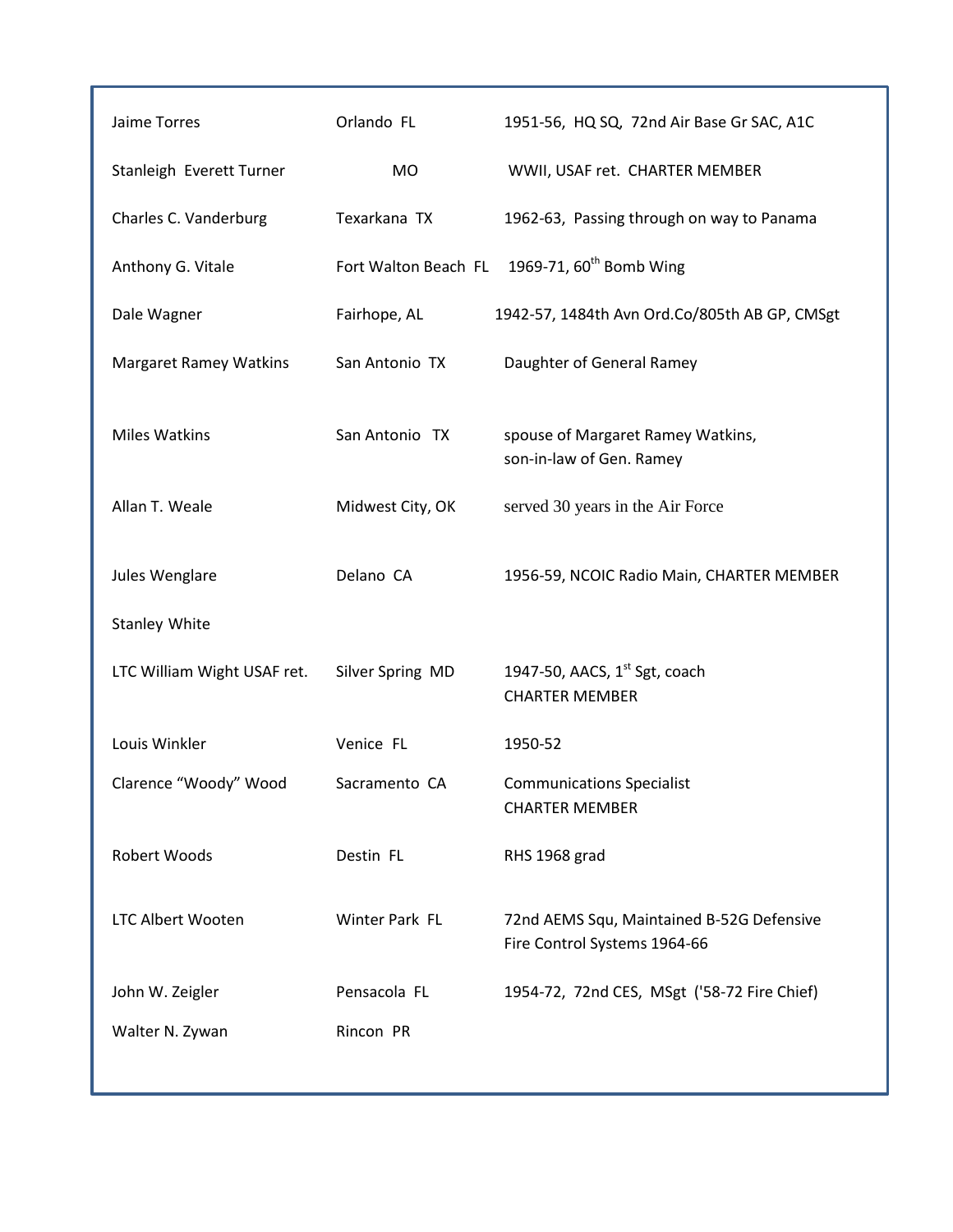| | | |
|---|---|---|
| Jaime Torres | Orlando FL | 1951-56, HQ SQ, 72nd Air Base Gr SAC, A1C |
| Stanleigh Everett Turner | MO | WWII, USAF ret. CHARTER MEMBER |
| Charles C. Vanderburg | Texarkana TX | 1962-63, Passing through on way to Panama |
| Anthony G. Vitale | Fort Walton Beach FL | 1969-71, 60th Bomb Wing |
| Dale Wagner | Fairhope, AL | 1942-57, 1484th Avn Ord.Co/805th AB GP, CMSgt |
| Margaret Ramey Watkins | San Antonio TX | Daughter of General Ramey |
| Miles Watkins | San Antonio TX | spouse of Margaret Ramey Watkins, son-in-law of Gen. Ramey |
| Allan T. Weale | Midwest City, OK | served 30 years in the Air Force |
| Jules Wenglare | Delano CA | 1956-59, NCOIC Radio Main, CHARTER MEMBER |
| Stanley White | | |
| LTC William Wight USAF ret. | Silver Spring MD | 1947-50, AACS, 1st Sgt, coach CHARTER MEMBER |
| Louis Winkler | Venice FL | 1950-52 |
| Clarence "Woody" Wood | Sacramento CA | Communications Specialist CHARTER MEMBER |
| Robert Woods | Destin FL | RHS 1968 grad |
| LTC Albert Wooten | Winter Park FL | 72nd AEMS Squ, Maintained B-52G Defensive Fire Control Systems 1964-66 |
| John W. Zeigler | Pensacola FL | 1954-72, 72nd CES, MSgt ('58-72 Fire Chief) |
| Walter N. Zywan | Rincon PR | |